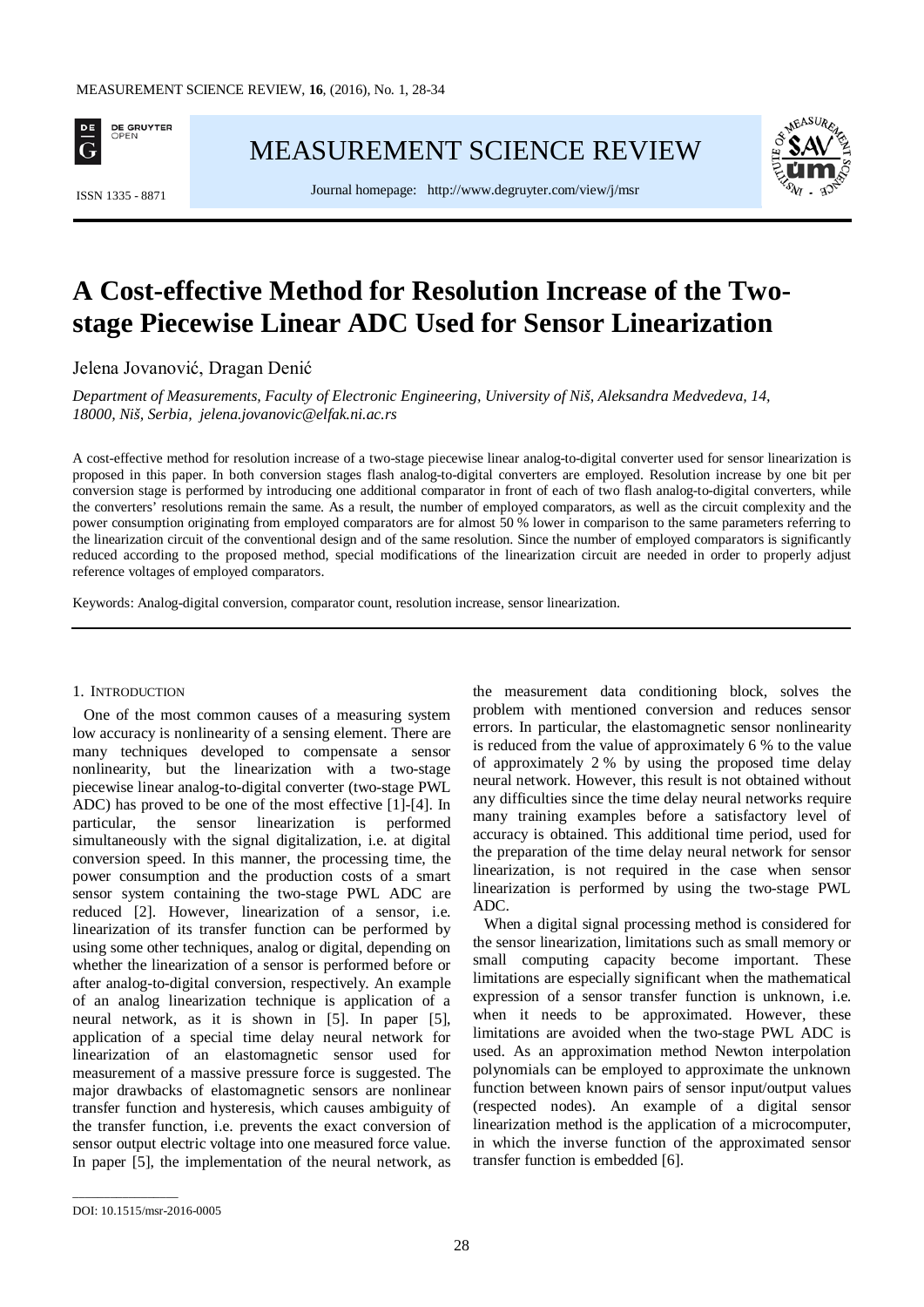# A Cost-effective Method for Resolution Increase of the Two-stage Piecewise Linear ADC Used for Sensor Linearization

Jelena Jovanović, Dragan Denić

*Department of Measurements, Faculty of Electronic Engineering, University of Niš, Aleksandra Medvedeva, 14, 18000, Niš, Serbia, jelena.jovanovic@elfak.ni.ac.rs*

A cost-effective method for resolution increase of a two-stage piecewise linear analog-to-digital converter used for sensor linearization is proposed in this paper. In both conversion stages flash analog-to-digital converters are employed. Resolution increase by one bit per conversion stage is performed by introducing one additional comparator in front of each of two flash analog-to-digital converters, while the converters' resolutions remain the same. As a result, the number of employed comparators, as well as the circuit complexity and the power consumption originating from employed comparators are for almost 50 % lower in comparison to the same parameters referring to the linearization circuit of the conventional design and of the same resolution. Since the number of employed comparators is significantly reduced according to the proposed method, special modifications of the linearization circuit are needed in order to properly adjust reference voltages of employed comparators.

Keywords: Analog-digital conversion, comparator count, resolution increase, sensor linearization.

## 1. Introduction

One of the most common causes of a measuring system low accuracy is nonlinearity of a sensing element. There are many techniques developed to compensate a sensor nonlinearity, but the linearization with a two-stage piecewise linear analog-to-digital converter (two-stage PWL ADC) has proved to be one of the most effective [1]-[4]. In particular, the sensor linearization is performed simultaneously with the signal digitalization, i.e. at digital conversion speed. In this manner, the processing time, the power consumption and the production costs of a smart sensor system containing the two-stage PWL ADC are reduced [2]. However, linearization of a sensor, i.e. linearization of its transfer function can be performed by using some other techniques, analog or digital, depending on whether the linearization of a sensor is performed before or after analog-to-digital conversion, respectively. An example of an analog linearization technique is application of a neural network, as it is shown in [5]. In paper [5], application of a special time delay neural network for linearization of an elastomagnetic sensor used for measurement of a massive pressure force is suggested. The major drawbacks of elastomagnetic sensors are nonlinear transfer function and hysteresis, which causes ambiguity of the transfer function, i.e. prevents the exact conversion of sensor output electric voltage into one measured force value. In paper [5], the implementation of the neural network, as the measurement data conditioning block, solves the problem with mentioned conversion and reduces sensor errors. In particular, the elastomagnetic sensor nonlinearity is reduced from the value of approximately 6 % to the value of approximately 2 % by using the proposed time delay neural network. However, this result is not obtained without any difficulties since the time delay neural networks require many training examples before a satisfactory level of accuracy is obtained. This additional time period, used for the preparation of the time delay neural network for sensor linearization, is not required in the case when sensor linearization is performed by using the two-stage PWL ADC.

When a digital signal processing method is considered for the sensor linearization, limitations such as small memory or small computing capacity become important. These limitations are especially significant when the mathematical expression of a sensor transfer function is unknown, i.e. when it needs to be approximated. However, these limitations are avoided when the two-stage PWL ADC is used. As an approximation method Newton interpolation polynomials can be employed to approximate the unknown function between known pairs of sensor input/output values (respected nodes). An example of a digital sensor linearization method is the application of a microcomputer, in which the inverse function of the approximated sensor transfer function is embedded [6].

DOI: 10.1515/msr-2016-0005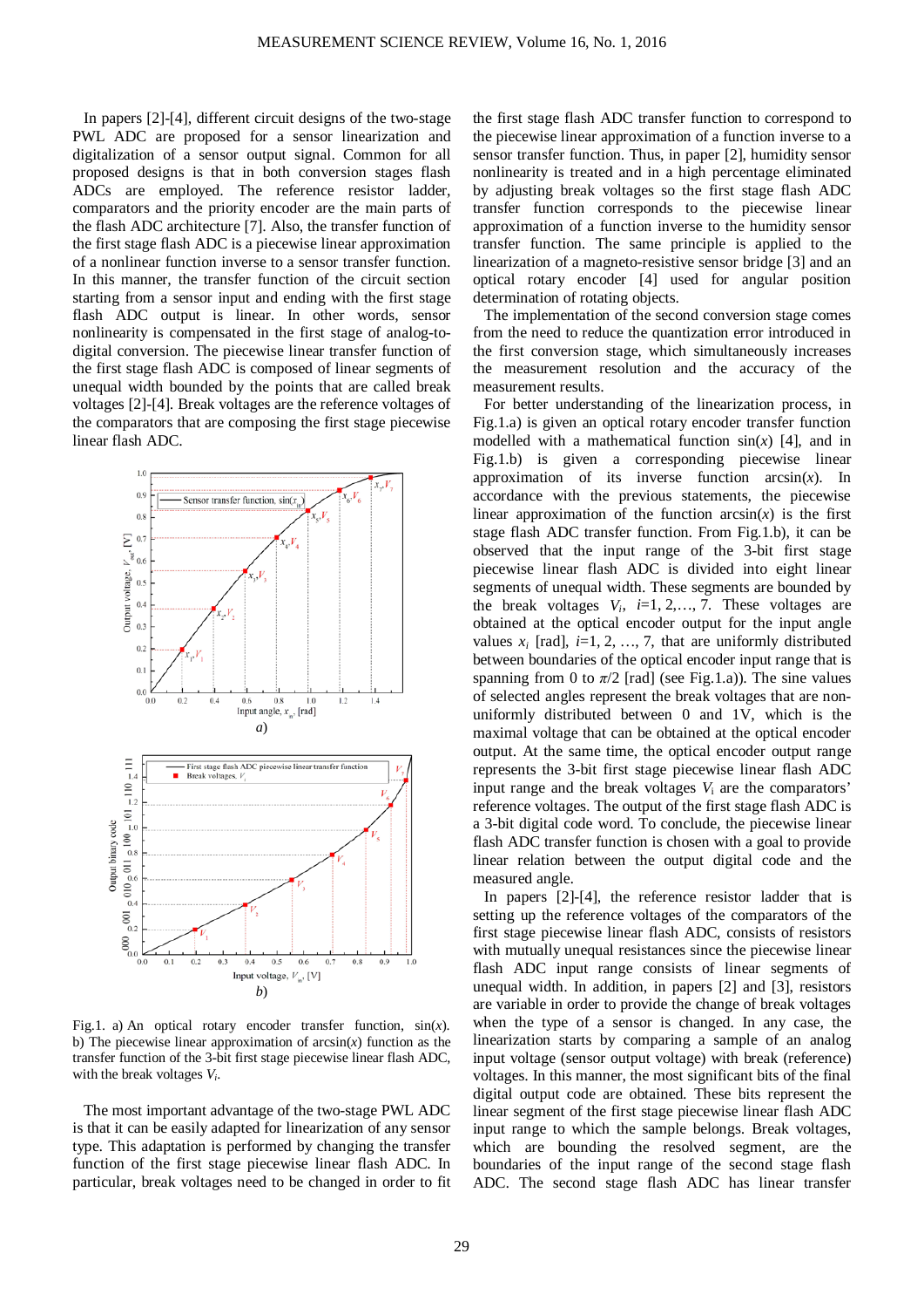In papers [2]-[4], different circuit designs of the two-stage PWL ADC are proposed for a sensor linearization and digitalization of a sensor output signal. Common for all proposed designs is that in both conversion stages flash ADCs are employed. The reference resistor ladder, comparators and the priority encoder are the main parts of the flash ADC architecture [7]. Also, the transfer function of the first stage flash ADC is a piecewise linear approximation of a nonlinear function inverse to a sensor transfer function. In this manner, the transfer function of the circuit section starting from a sensor input and ending with the first stage flash ADC output is linear. In other words, sensor nonlinearity is compensated in the first stage of analog-to-digital conversion. The piecewise linear transfer function of the first stage flash ADC is composed of linear segments of unequal width bounded by the points that are called break voltages [2]-[4]. Break voltages are the reference voltages of the comparators that are composing the first stage piecewise linear flash ADC.

Sensor transfer function, sin($x_{in}$)

Output voltage, $V_{out}$, [V]

Input angle, $x_{in}$, [rad]

$x_1,V_1$ $x_2,V_2$ $x_3,V_3$ $x_4,V_4$ $x_5,V_5$ $x_6,V_6$ $x_7,V_7$

*a*)

First stage flash ADC piecewise linear transfer function

Break voltages, $V_i$

Output binary code

000 001 010 011 100 101 110 111

Input voltage, $V_{in}$, [V]

$V_1$ $V_2$ $V_3$ $V_4$ $V_5$ $V_6$ $V_7$

*b*)

Fig.1. a) An optical rotary encoder transfer function, sin($x$). b) The piecewise linear approximation of arcsin($x$) function as the transfer function of the 3-bit first stage piecewise linear flash ADC, with the break voltages $V_i$.

The most important advantage of the two-stage PWL ADC is that it can be easily adapted for linearization of any sensor type. This adaptation is performed by changing the transfer function of the first stage piecewise linear flash ADC. In particular, break voltages need to be changed in order to fit the first stage flash ADC transfer function to correspond to the piecewise linear approximation of a function inverse to a sensor transfer function. Thus, in paper [2], humidity sensor nonlinearity is treated and in a high percentage eliminated by adjusting break voltages so the first stage flash ADC transfer function corresponds to the piecewise linear approximation of a function inverse to the humidity sensor transfer function. The same principle is applied to the linearization of a magneto-resistive sensor bridge [3] and an optical rotary encoder [4] used for angular position determination of rotating objects.

The implementation of the second conversion stage comes from the need to reduce the quantization error introduced in the first conversion stage, which simultaneously increases the measurement resolution and the accuracy of the measurement results.

For better understanding of the linearization process, in Fig.1.a) is given an optical rotary encoder transfer function modelled with a mathematical function sin($x$) [4], and in Fig.1.b) is given a corresponding piecewise linear approximation of its inverse function arcsin($x$). In accordance with the previous statements, the piecewise linear approximation of the function arcsin($x$) is the first stage flash ADC transfer function. From Fig.1.b), it can be observed that the input range of the 3-bit first stage piecewise linear flash ADC is divided into eight linear segments of unequal width. These segments are bounded by the break voltages $V_i$, $i$=1, 2,…, 7. These voltages are obtained at the optical encoder output for the input angle values $x_i$ [rad], $i$=1, 2, …, 7, that are uniformly distributed between boundaries of the optical encoder input range that is spanning from 0 to $\pi/2$ [rad] (see Fig.1.a)). The sine values of selected angles represent the break voltages that are non-uniformly distributed between 0 and 1V, which is the maximal voltage that can be obtained at the optical encoder output. At the same time, the optical encoder output range represents the 3-bit first stage piecewise linear flash ADC input range and the break voltages $V_i$ are the comparators' reference voltages. The output of the first stage flash ADC is a 3-bit digital code word. To conclude, the piecewise linear flash ADC transfer function is chosen with a goal to provide linear relation between the output digital code and the measured angle.

In papers [2]-[4], the reference resistor ladder that is setting up the reference voltages of the comparators of the first stage piecewise linear flash ADC, consists of resistors with mutually unequal resistances since the piecewise linear flash ADC input range consists of linear segments of unequal width. In addition, in papers [2] and [3], resistors are variable in order to provide the change of break voltages when the type of a sensor is changed. In any case, the linearization starts by comparing a sample of an analog input voltage (sensor output voltage) with break (reference) voltages. In this manner, the most significant bits of the final digital output code are obtained. These bits represent the linear segment of the first stage piecewise linear flash ADC input range to which the sample belongs. Break voltages, which are bounding the resolved segment, are the boundaries of the input range of the second stage flash ADC. The second stage flash ADC has linear transfer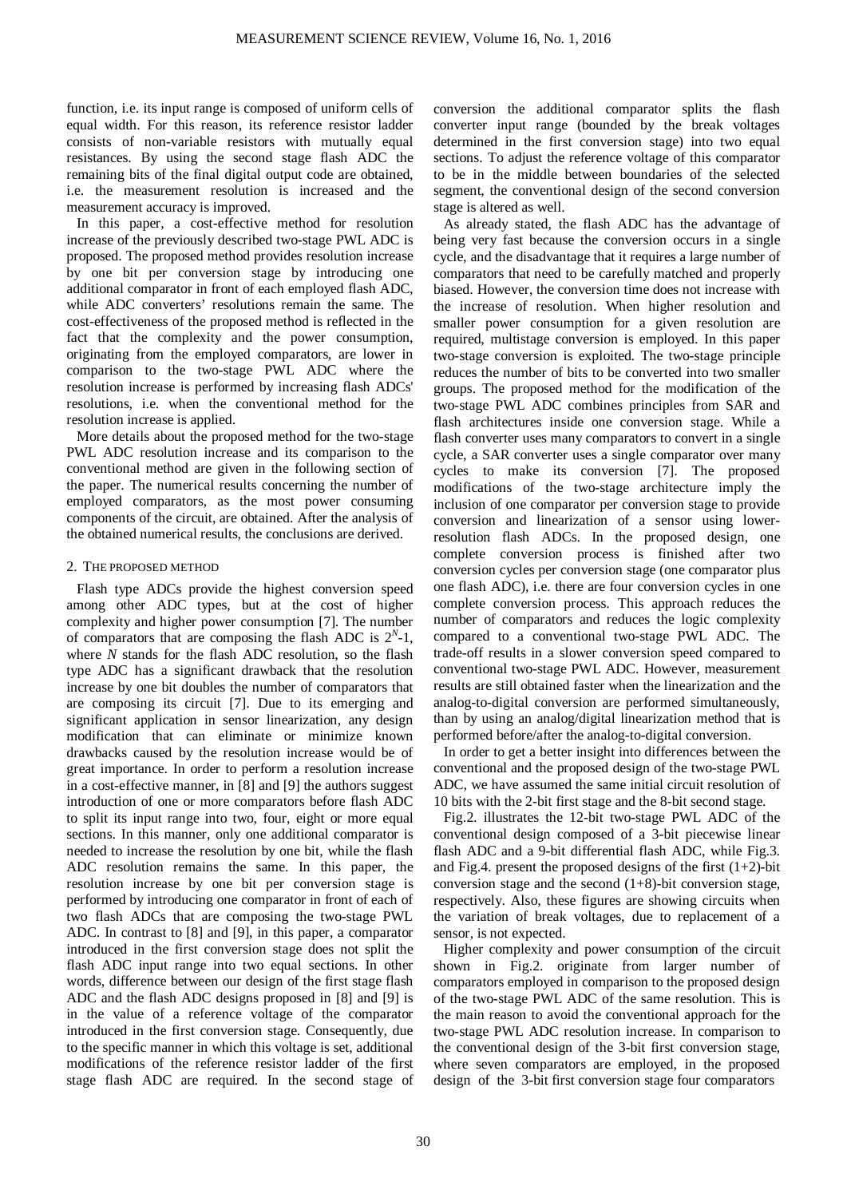function, i.e. its input range is composed of uniform cells of equal width. For this reason, its reference resistor ladder consists of non-variable resistors with mutually equal resistances. By using the second stage flash ADC the remaining bits of the final digital output code are obtained, i.e. the measurement resolution is increased and the measurement accuracy is improved.

In this paper, a cost-effective method for resolution increase of the previously described two-stage PWL ADC is proposed. The proposed method provides resolution increase by one bit per conversion stage by introducing one additional comparator in front of each employed flash ADC, while ADC converters' resolutions remain the same. The cost-effectiveness of the proposed method is reflected in the fact that the complexity and the power consumption, originating from the employed comparators, are lower in comparison to the two-stage PWL ADC where the resolution increase is performed by increasing flash ADCs' resolutions, i.e. when the conventional method for the resolution increase is applied.

More details about the proposed method for the two-stage PWL ADC resolution increase and its comparison to the conventional method are given in the following section of the paper. The numerical results concerning the number of employed comparators, as the most power consuming components of the circuit, are obtained. After the analysis of the obtained numerical results, the conclusions are derived.

## 2. The proposed method

Flash type ADCs provide the highest conversion speed among other ADC types, but at the cost of higher complexity and higher power consumption [7]. The number of comparators that are composing the flash ADC is $2^N$-1, where $N$ stands for the flash ADC resolution, so the flash type ADC has a significant drawback that the resolution increase by one bit doubles the number of comparators that are composing its circuit [7]. Due to its emerging and significant application in sensor linearization, any design modification that can eliminate or minimize known drawbacks caused by the resolution increase would be of great importance. In order to perform a resolution increase in a cost-effective manner, in [8] and [9] the authors suggest introduction of one or more comparators before flash ADC to split its input range into two, four, eight or more equal sections. In this manner, only one additional comparator is needed to increase the resolution by one bit, while the flash ADC resolution remains the same. In this paper, the resolution increase by one bit per conversion stage is performed by introducing one comparator in front of each of two flash ADCs that are composing the two-stage PWL ADC. In contrast to [8] and [9], in this paper, a comparator introduced in the first conversion stage does not split the flash ADC input range into two equal sections. In other words, difference between our design of the first stage flash ADC and the flash ADC designs proposed in [8] and [9] is in the value of a reference voltage of the comparator introduced in the first conversion stage. Consequently, due to the specific manner in which this voltage is set, additional modifications of the reference resistor ladder of the first stage flash ADC are required. In the second stage of conversion the additional comparator splits the flash converter input range (bounded by the break voltages determined in the first conversion stage) into two equal sections. To adjust the reference voltage of this comparator to be in the middle between boundaries of the selected segment, the conventional design of the second conversion stage is altered as well.

As already stated, the flash ADC has the advantage of being very fast because the conversion occurs in a single cycle, and the disadvantage that it requires a large number of comparators that need to be carefully matched and properly biased. However, the conversion time does not increase with the increase of resolution. When higher resolution and smaller power consumption for a given resolution are required, multistage conversion is employed. In this paper two-stage conversion is exploited. The two-stage principle reduces the number of bits to be converted into two smaller groups. The proposed method for the modification of the two-stage PWL ADC combines principles from SAR and flash architectures inside one conversion stage. While a flash converter uses many comparators to convert in a single cycle, a SAR converter uses a single comparator over many cycles to make its conversion [7]. The proposed modifications of the two-stage architecture imply the inclusion of one comparator per conversion stage to provide conversion and linearization of a sensor using lower-resolution flash ADCs. In the proposed design, one complete conversion process is finished after two conversion cycles per conversion stage (one comparator plus one flash ADC), i.e. there are four conversion cycles in one complete conversion process. This approach reduces the number of comparators and reduces the logic complexity compared to a conventional two-stage PWL ADC. The trade-off results in a slower conversion speed compared to conventional two-stage PWL ADC. However, measurement results are still obtained faster when the linearization and the analog-to-digital conversion are performed simultaneously, than by using an analog/digital linearization method that is performed before/after the analog-to-digital conversion.

In order to get a better insight into differences between the conventional and the proposed design of the two-stage PWL ADC, we have assumed the same initial circuit resolution of 10 bits with the 2-bit first stage and the 8-bit second stage.

Fig.2. illustrates the 12-bit two-stage PWL ADC of the conventional design composed of a 3-bit piecewise linear flash ADC and a 9-bit differential flash ADC, while Fig.3. and Fig.4. present the proposed designs of the first (1+2)-bit conversion stage and the second (1+8)-bit conversion stage, respectively. Also, these figures are showing circuits when the variation of break voltages, due to replacement of a sensor, is not expected.

Higher complexity and power consumption of the circuit shown in Fig.2. originate from larger number of comparators employed in comparison to the proposed design of the two-stage PWL ADC of the same resolution. This is the main reason to avoid the conventional approach for the two-stage PWL ADC resolution increase. In comparison to the conventional design of the 3-bit first conversion stage, where seven comparators are employed, in the proposed design of the 3-bit first conversion stage four comparators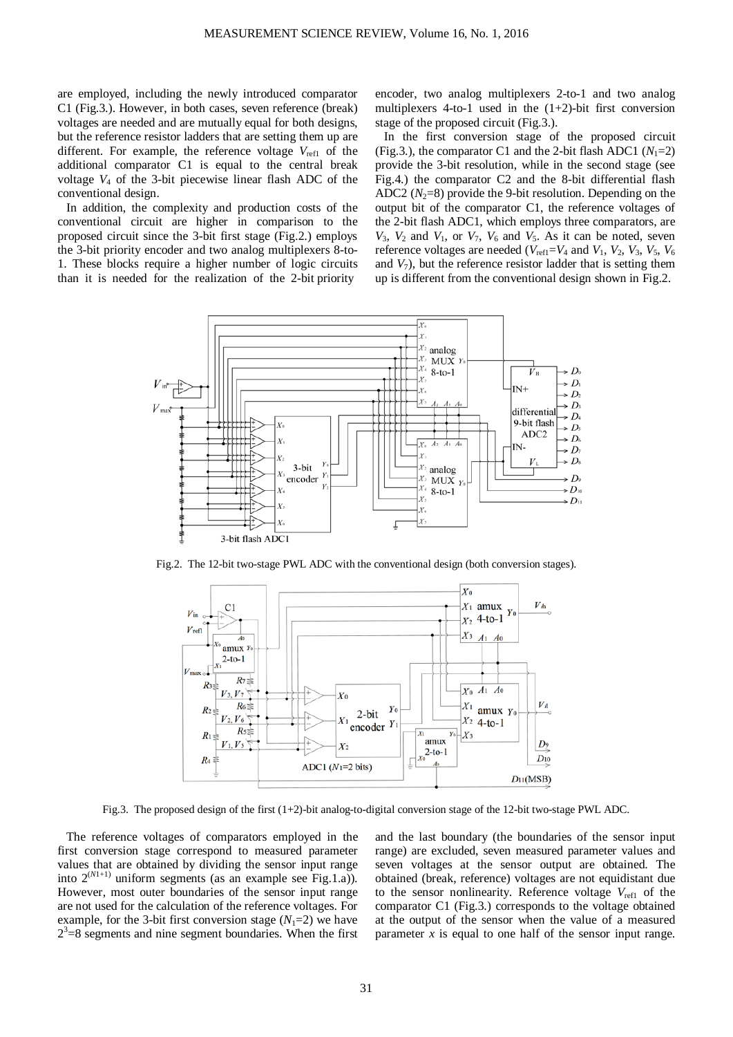are employed, including the newly introduced comparator C1 (Fig.3.). However, in both cases, seven reference (break) voltages are needed and are mutually equal for both designs, but the reference resistor ladders that are setting them up are different. For example, the reference voltage $V_{\text{ref1}}$ of the additional comparator C1 is equal to the central break voltage $V_4$ of the 3-bit piecewise linear flash ADC of the conventional design.

In addition, the complexity and production costs of the conventional circuit are higher in comparison to the proposed circuit since the 3-bit first stage (Fig.2.) employs the 3-bit priority encoder and two analog multiplexers 8-to-1. These blocks require a higher number of logic circuits than it is needed for the realization of the 2-bit priority encoder, two analog multiplexers 2-to-1 and two analog multiplexers 4-to-1 used in the (1+2)-bit first conversion stage of the proposed circuit (Fig.3.).

In the first conversion stage of the proposed circuit (Fig.3.), the comparator C1 and the 2-bit flash ADC1 ($N_1$=2) provide the 3-bit resolution, while in the second stage (see Fig.4.) the comparator C2 and the 8-bit differential flash ADC2 ($N_2$=8) provide the 9-bit resolution. Depending on the output bit of the comparator C1, the reference voltages of the 2-bit flash ADC1, which employs three comparators, are $V_3$, $V_2$ and $V_1$, or $V_7$, $V_6$ and $V_5$. As it can be noted, seven reference voltages are needed ($V_{\text{ref1}}$=$V_4$ and $V_1$, $V_2$, $V_3$, $V_5$, $V_6$ and $V_7$), but the reference resistor ladder that is setting them up is different from the conventional design shown in Fig.2.

Fig.2. The 12-bit two-stage PWL ADC with the conventional design (both conversion stages).

Fig.3. The proposed design of the first (1+2)-bit analog-to-digital conversion stage of the 12-bit two-stage PWL ADC.

The reference voltages of comparators employed in the first conversion stage correspond to measured parameter values that are obtained by dividing the sensor input range into $2^{(N1+1)}$ uniform segments (as an example see Fig.1.a)). However, most outer boundaries of the sensor input range are not used for the calculation of the reference voltages. For example, for the 3-bit first conversion stage ($N_1$=2) we have $2^3$=8 segments and nine segment boundaries. When the first and the last boundary (the boundaries of the sensor input range) are excluded, seven measured parameter values and seven voltages at the sensor output are obtained. The obtained (break, reference) voltages are not equidistant due to the sensor nonlinearity. Reference voltage $V_{\text{ref1}}$ of the comparator C1 (Fig.3.) corresponds to the voltage obtained at the output of the sensor when the value of a measured parameter $x$ is equal to one half of the sensor input range.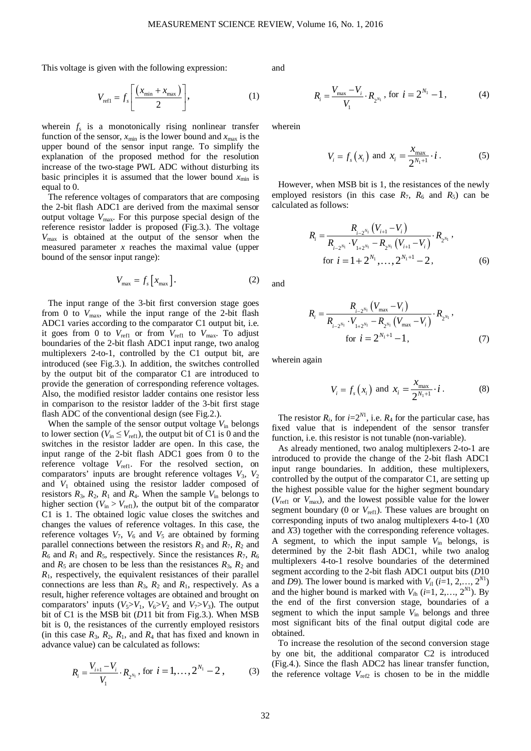This voltage is given with the following expression:

$$V_{\text{ref1}} = f_s\left[\frac{(x_{\min} + x_{\max})}{2}\right], \tag{1}$$

wherein $f_s$ is a monotonically rising nonlinear transfer function of the sensor, $x_{\min}$ is the lower bound and $x_{\max}$ is the upper bound of the sensor input range. To simplify the explanation of the proposed method for the resolution increase of the two-stage PWL ADC without disturbing its basic principles it is assumed that the lower bound $x_{\min}$ is equal to 0.

The reference voltages of comparators that are composing the 2-bit flash ADC1 are derived from the maximal sensor output voltage $V_{\max}$. For this purpose special design of the reference resistor ladder is proposed (Fig.3.). The voltage $V_{\max}$ is obtained at the output of the sensor when the measured parameter $x$ reaches the maximal value (upper bound of the sensor input range):

$$V_{\max} = f_s\left[x_{\max}\right]. \tag{2}$$

The input range of the 3-bit first conversion stage goes from 0 to $V_{\max}$, while the input range of the 2-bit flash ADC1 varies according to the comparator C1 output bit, i.e. it goes from 0 to $V_{\text{ref1}}$ or from $V_{\text{ref1}}$ to $V_{\max}$. To adjust boundaries of the 2-bit flash ADC1 input range, two analog multiplexers 2-to-1, controlled by the C1 output bit, are introduced (see Fig.3.). In addition, the switches controlled by the output bit of the comparator C1 are introduced to provide the generation of corresponding reference voltages. Also, the modified resistor ladder contains one resistor less in comparison to the resistor ladder of the 3-bit first stage flash ADC of the conventional design (see Fig.2.).

When the sample of the sensor output voltage $V_{\text{in}}$ belongs to lower section ($V_{\text{in}} \leq V_{\text{ref1}}$), the output bit of C1 is 0 and the switches in the resistor ladder are open. In this case, the input range of the 2-bit flash ADC1 goes from 0 to the reference voltage $V_{\text{ref1}}$. For the resolved section, on comparators' inputs are brought reference voltages $V_3$, $V_2$ and $V_1$ obtained using the resistor ladder composed of resistors $R_3$, $R_2$, $R_1$ and $R_4$. When the sample $V_{\text{in}}$ belongs to higher section ($V_{\text{in}} > V_{\text{ref1}}$), the output bit of the comparator C1 is 1. The obtained logic value closes the switches and changes the values of reference voltages. In this case, the reference voltages $V_7$, $V_6$ and $V_5$ are obtained by forming parallel connections between the resistors $R_3$ and $R_7$, $R_2$ and $R_6$ and $R_1$ and $R_5$, respectively. Since the resistances $R_7$, $R_6$ and $R_5$ are chosen to be less than the resistances $R_3$, $R_2$ and $R_1$, respectively, the equivalent resistances of their parallel connections are less than $R_3$, $R_2$ and $R_1$, respectively. As a result, higher reference voltages are obtained and brought on comparators' inputs ($V_5 > V_1$, $V_6 > V_2$ and $V_7 > V_3$). The output bit of C1 is the MSB bit ($D11$ bit from Fig.3.). When MSB bit is 0, the resistances of the currently employed resistors (in this case $R_3$, $R_2$, $R_1$, and $R_4$ that has fixed and known in advance value) can be calculated as follows:

$$R_i = \frac{V_{i+1} - V_i}{V_1} \cdot R_{2^{N_1}}, \text{ for } i = 1, \ldots, 2^{N_1} - 2, \tag{3}$$

and

$$R_i = \frac{V_{\max} - V_i}{V_1} \cdot R_{2^{N_1}}, \text{ for } i = 2^{N_1} - 1, \tag{4}$$

wherein

$$V_i = f_s(x_i) \text{ and } x_i = \frac{x_{\max}}{2^{N_1+1}} \cdot i. \tag{5}$$

However, when MSB bit is 1, the resistances of the newly employed resistors (in this case $R_7$, $R_6$ and $R_5$) can be calculated as follows:

$$R_i = \frac{R_{i-2^{N_1}}\left(V_{i+1} - V_i\right)}{R_{i-2^{N_1}} \cdot V_{1+2^{N_1}} - R_{2^{N_1}}\left(V_{i+1} - V_i\right)} \cdot R_{2^{N_1}}, \quad \text{for } i = 1 + 2^{N_1}, \ldots, 2^{N_1+1} - 2, \tag{6}$$

and

$$R_i = \frac{R_{i-2^{N_1}}\left(V_{\max} - V_i\right)}{R_{i-2^{N_1}} \cdot V_{1+2^{N_1}} - R_{2^{N_1}}\left(V_{\max} - V_i\right)} \cdot R_{2^{N_1}}, \quad \text{for } i = 2^{N_1+1} - 1, \tag{7}$$

wherein again

$$V_i = f_s(x_i) \text{ and } x_i = \frac{x_{\max}}{2^{N_1+1}} \cdot i. \tag{8}$$

The resistor $R_i$, for $i = 2^{N1}$, i.e. $R_4$ for the particular case, has fixed value that is independent of the sensor transfer function, i.e. this resistor is not tunable (non-variable).

As already mentioned, two analog multiplexers 2-to-1 are introduced to provide the change of the 2-bit flash ADC1 input range boundaries. In addition, these multiplexers, controlled by the output of the comparator C1, are setting up the highest possible value for the higher segment boundary ($V_{\text{ref1}}$ or $V_{\max}$), and the lowest possible value for the lower segment boundary (0 or $V_{\text{ref1}}$). These values are brought on corresponding inputs of two analog multiplexers 4-to-1 ($X0$ and $X3$) together with the corresponding reference voltages. A segment, to which the input sample $V_{\text{in}}$ belongs, is determined by the 2-bit flash ADC1, while two analog multiplexers 4-to-1 resolve boundaries of the determined segment according to the 2-bit flash ADC1 output bits ($D10$ and $D9$). The lower bound is marked with $V_{il}$ ($i$=1, 2,..., $2^{N1}$) and the higher bound is marked with $V_{ih}$ ($i$=1, 2,..., $2^{N1}$). By the end of the first conversion stage, boundaries of a segment to which the input sample $V_{\text{in}}$ belongs and three most significant bits of the final output digital code are obtained.

To increase the resolution of the second conversion stage by one bit, the additional comparator C2 is introduced (Fig.4.). Since the flash ADC2 has linear transfer function, the reference voltage $V_{\text{ref2}}$ is chosen to be in the middle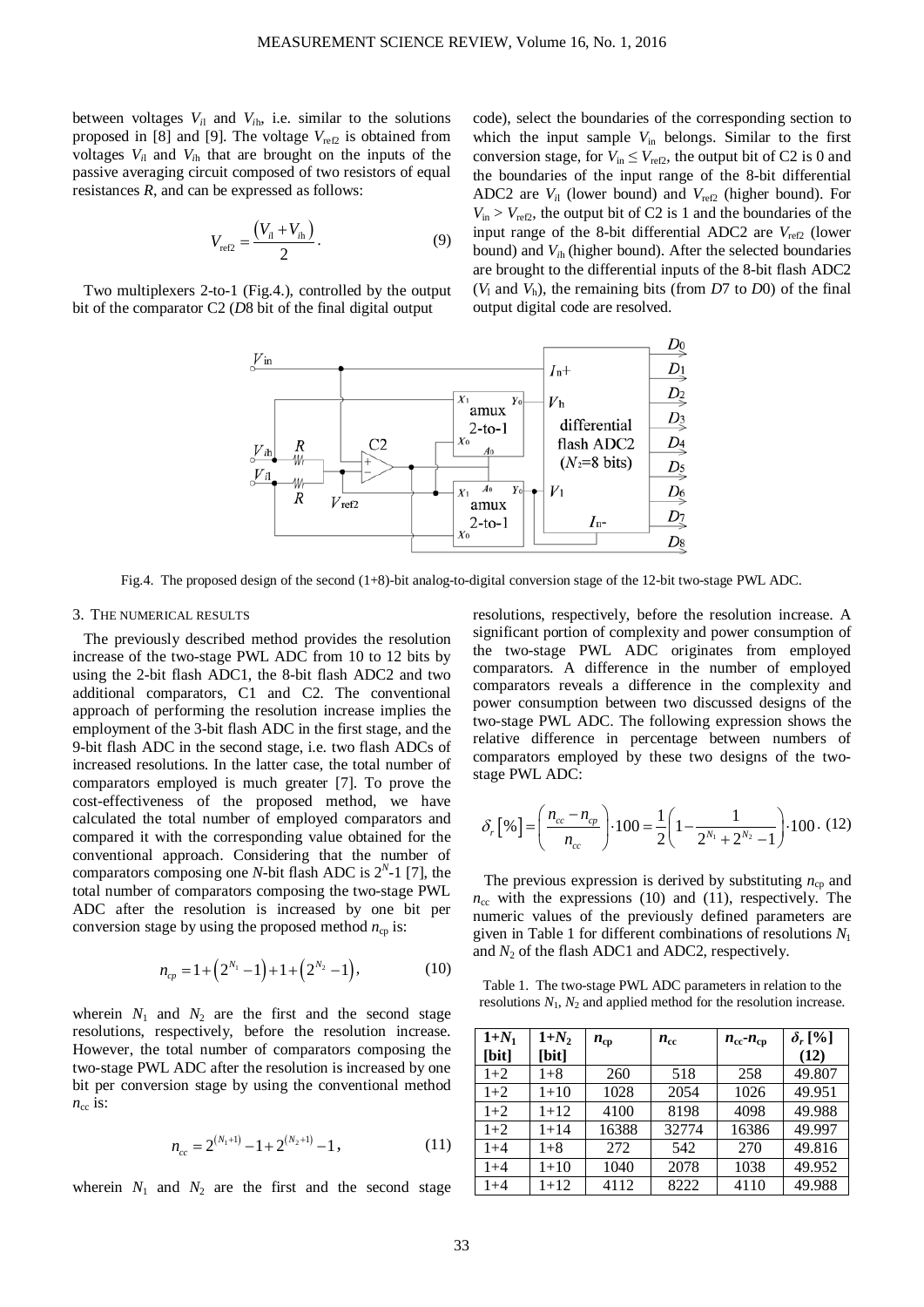between voltages $V_{il}$ and $V_{ih}$, i.e. similar to the solutions proposed in [8] and [9]. The voltage $V_{ref2}$ is obtained from voltages $V_{il}$ and $V_{ih}$ that are brought on the inputs of the passive averaging circuit composed of two resistors of equal resistances $R$, and can be expressed as follows:

$$V_{ref2} = \frac{(V_{il} + V_{ih})}{2}. \tag{9}$$

Two multiplexers 2-to-1 (Fig.4.), controlled by the output bit of the comparator C2 ($D8$ bit of the final digital output code), select the boundaries of the corresponding section to which the input sample $V_{in}$ belongs. Similar to the first conversion stage, for $V_{in} \leq V_{ref2}$, the output bit of C2 is 0 and the boundaries of the input range of the 8-bit differential ADC2 are $V_{il}$ (lower bound) and $V_{ref2}$ (higher bound). For $V_{in} > V_{ref2}$, the output bit of C2 is 1 and the boundaries of the input range of the 8-bit differential ADC2 are $V_{ref2}$ (lower bound) and $V_{ih}$ (higher bound). After the selected boundaries are brought to the differential inputs of the 8-bit flash ADC2 ($V_l$ and $V_h$), the remaining bits (from $D7$ to $D0$) of the final output digital code are resolved.

$V_{in}$
$V_{ih}$
$V_{il}$
$R$
$R$
C2
$V_{ref2}$
amux 2-to-1
amux 2-to-1
$X_1$ $Y_0$ $X_0$ $A_0$
$V_h$
$V_l$
$I_n+$
$I_n-$
differential flash ADC2 ($N_2$=8 bits)
$D_0$ $D_1$ $D_2$ $D_3$ $D_4$ $D_5$ $D_6$ $D_7$ $D_8$

Fig.4. The proposed design of the second (1+8)-bit analog-to-digital conversion stage of the 12-bit two-stage PWL ADC.

## 3. The numerical results

The previously described method provides the resolution increase of the two-stage PWL ADC from 10 to 12 bits by using the 2-bit flash ADC1, the 8-bit flash ADC2 and two additional comparators, C1 and C2. The conventional approach of performing the resolution increase implies the employment of the 3-bit flash ADC in the first stage, and the 9-bit flash ADC in the second stage, i.e. two flash ADCs of increased resolutions. In the latter case, the total number of comparators employed is much greater [7]. To prove the cost-effectiveness of the proposed method, we have calculated the total number of employed comparators and compared it with the corresponding value obtained for the conventional approach. Considering that the number of comparators composing one $N$-bit flash ADC is $2^N$-1 [7], the total number of comparators composing the two-stage PWL ADC after the resolution is increased by one bit per conversion stage by using the proposed method $n_{cp}$ is:

$$n_{cp} = 1 + \left(2^{N_1} - 1\right) + 1 + \left(2^{N_2} - 1\right), \tag{10}$$

wherein $N_1$ and $N_2$ are the first and the second stage resolutions, respectively, before the resolution increase. However, the total number of comparators composing the two-stage PWL ADC after the resolution is increased by one bit per conversion stage by using the conventional method $n_{cc}$ is:

$$n_{cc} = 2^{(N_1+1)} - 1 + 2^{(N_2+1)} - 1, \tag{11}$$

wherein $N_1$ and $N_2$ are the first and the second stage resolutions, respectively, before the resolution increase. A significant portion of complexity and power consumption of the two-stage PWL ADC originates from employed comparators. A difference in the number of employed comparators reveals a difference in the complexity and power consumption between two discussed designs of the two-stage PWL ADC. The following expression shows the relative difference in percentage between numbers of comparators employed by these two designs of the two-stage PWL ADC:

$$\delta_r[\%] = \left(\frac{n_{cc} - n_{cp}}{n_{cc}}\right) \cdot 100 = \frac{1}{2}\left(1 - \frac{1}{2^{N_1} + 2^{N_2} - 1}\right) \cdot 100. \tag{12}$$

The previous expression is derived by substituting $n_{cp}$ and $n_{cc}$ with the expressions (10) and (11), respectively. The numeric values of the previously defined parameters are given in Table 1 for different combinations of resolutions $N_1$ and $N_2$ of the flash ADC1 and ADC2, respectively.

Table 1. The two-stage PWL ADC parameters in relation to the resolutions $N_1$, $N_2$ and applied method for the resolution increase.

| **1+$N_1$ [bit]** | **1+$N_2$ [bit]** | **$n_{cp}$** | **$n_{cc}$** | **$n_{cc}$-$n_{cp}$** | **$\delta_r$ [%] (12)** |
|---|---|---|---|---|---|
| 1+2 | 1+8 | 260 | 518 | 258 | 49.807 |
| 1+2 | 1+10 | 1028 | 2054 | 1026 | 49.951 |
| 1+2 | 1+12 | 4100 | 8198 | 4098 | 49.988 |
| 1+2 | 1+14 | 16388 | 32774 | 16386 | 49.997 |
| 1+4 | 1+8 | 272 | 542 | 270 | 49.816 |
| 1+4 | 1+10 | 1040 | 2078 | 1038 | 49.952 |
| 1+4 | 1+12 | 4112 | 8222 | 4110 | 49.988 |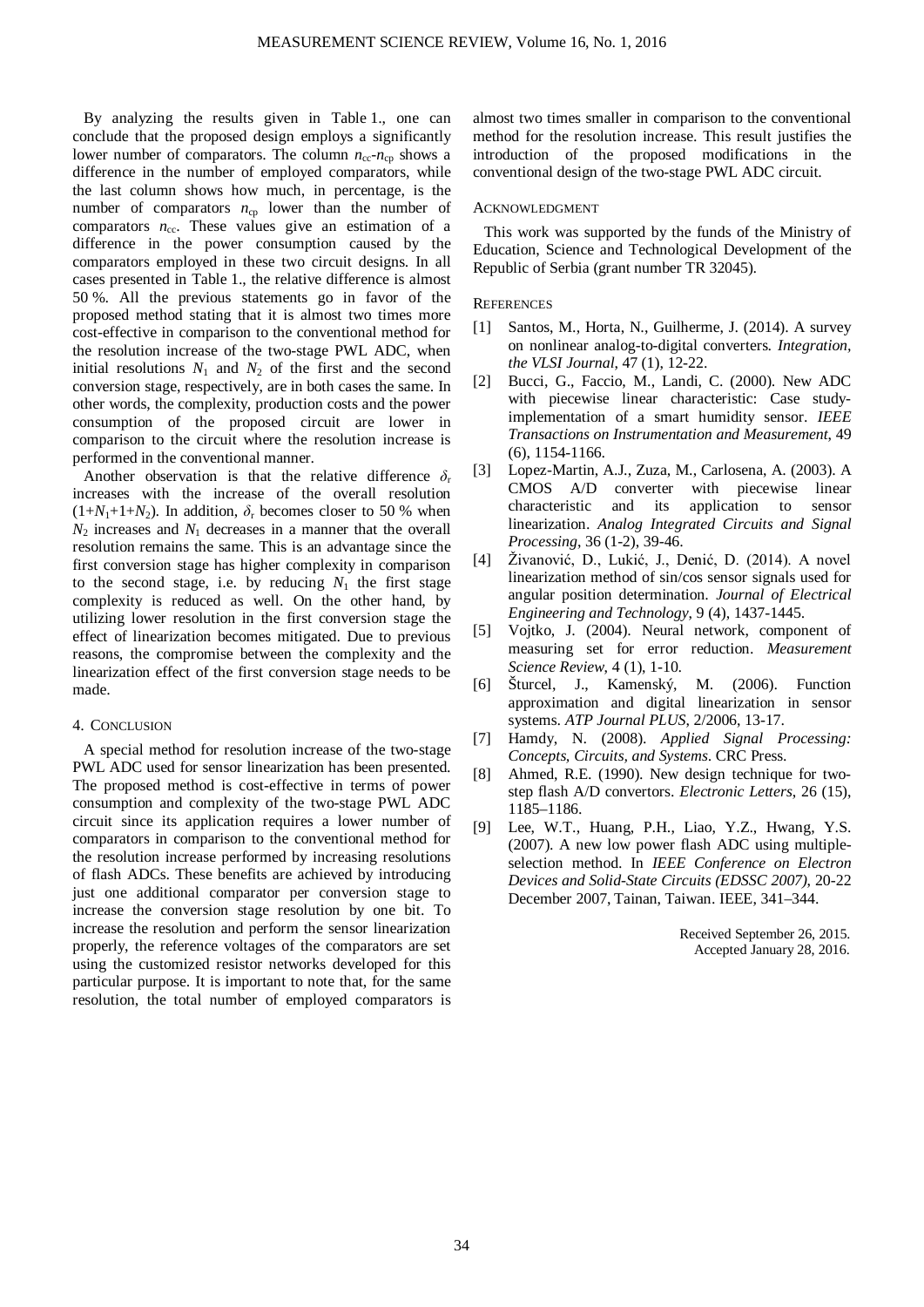By analyzing the results given in Table 1., one can conclude that the proposed design employs a significantly lower number of comparators. The column $n_{cc}$-$n_{cp}$ shows a difference in the number of employed comparators, while the last column shows how much, in percentage, is the number of comparators $n_{cp}$ lower than the number of comparators $n_{cc}$. These values give an estimation of a difference in the power consumption caused by the comparators employed in these two circuit designs. In all cases presented in Table 1., the relative difference is almost 50 %. All the previous statements go in favor of the proposed method stating that it is almost two times more cost-effective in comparison to the conventional method for the resolution increase of the two-stage PWL ADC, when initial resolutions $N_1$ and $N_2$ of the first and the second conversion stage, respectively, are in both cases the same. In other words, the complexity, production costs and the power consumption of the proposed circuit are lower in comparison to the circuit where the resolution increase is performed in the conventional manner.

Another observation is that the relative difference $\delta_r$ increases with the increase of the overall resolution $(1+N_1+1+N_2)$. In addition, $\delta_r$ becomes closer to 50 % when $N_2$ increases and $N_1$ decreases in a manner that the overall resolution remains the same. This is an advantage since the first conversion stage has higher complexity in comparison to the second stage, i.e. by reducing $N_1$ the first stage complexity is reduced as well. On the other hand, by utilizing lower resolution in the first conversion stage the effect of linearization becomes mitigated. Due to previous reasons, the compromise between the complexity and the linearization effect of the first conversion stage needs to be made.

## 4. Conclusion

A special method for resolution increase of the two-stage PWL ADC used for sensor linearization has been presented. The proposed method is cost-effective in terms of power consumption and complexity of the two-stage PWL ADC circuit since its application requires a lower number of comparators in comparison to the conventional method for the resolution increase performed by increasing resolutions of flash ADCs. These benefits are achieved by introducing just one additional comparator per conversion stage to increase the conversion stage resolution by one bit. To increase the resolution and perform the sensor linearization properly, the reference voltages of the comparators are set using the customized resistor networks developed for this particular purpose. It is important to note that, for the same resolution, the total number of employed comparators is almost two times smaller in comparison to the conventional method for the resolution increase. This result justifies the introduction of the proposed modifications in the conventional design of the two-stage PWL ADC circuit.

## Acknowledgment

This work was supported by the funds of the Ministry of Education, Science and Technological Development of the Republic of Serbia (grant number TR 32045).

## References

[1] Santos, M., Horta, N., Guilherme, J. (2014). A survey on nonlinear analog-to-digital converters. *Integration, the VLSI Journal*, 47 (1), 12-22.

[2] Bucci, G., Faccio, M., Landi, C. (2000). New ADC with piecewise linear characteristic: Case study-implementation of a smart humidity sensor. *IEEE Transactions on Instrumentation and Measurement*, 49 (6), 1154-1166.

[3] Lopez-Martin, A.J., Zuza, M., Carlosena, A. (2003). A CMOS A/D converter with piecewise linear characteristic and its application to sensor linearization. *Analog Integrated Circuits and Signal Processing*, 36 (1-2), 39-46.

[4] Živanović, D., Lukić, J., Denić, D. (2014). A novel linearization method of sin/cos sensor signals used for angular position determination. *Journal of Electrical Engineering and Technology*, 9 (4), 1437-1445.

[5] Vojtko, J. (2004). Neural network, component of measuring set for error reduction. *Measurement Science Review*, 4 (1), 1-10.

[6] Šturcel, J., Kamenský, M. (2006). Function approximation and digital linearization in sensor systems. *ATP Journal PLUS*, 2/2006, 13-17.

[7] Hamdy, N. (2008). *Applied Signal Processing: Concepts, Circuits, and Systems*. CRC Press.

[8] Ahmed, R.E. (1990). New design technique for two-step flash A/D convertors. *Electronic Letters*, 26 (15), 1185–1186.

[9] Lee, W.T., Huang, P.H., Liao, Y.Z., Hwang, Y.S. (2007). A new low power flash ADC using multiple-selection method. In *IEEE Conference on Electron Devices and Solid-State Circuits (EDSSC 2007)*, 20-22 December 2007, Tainan, Taiwan. IEEE, 341–344.

Received September 26, 2015.
Accepted January 28, 2016.